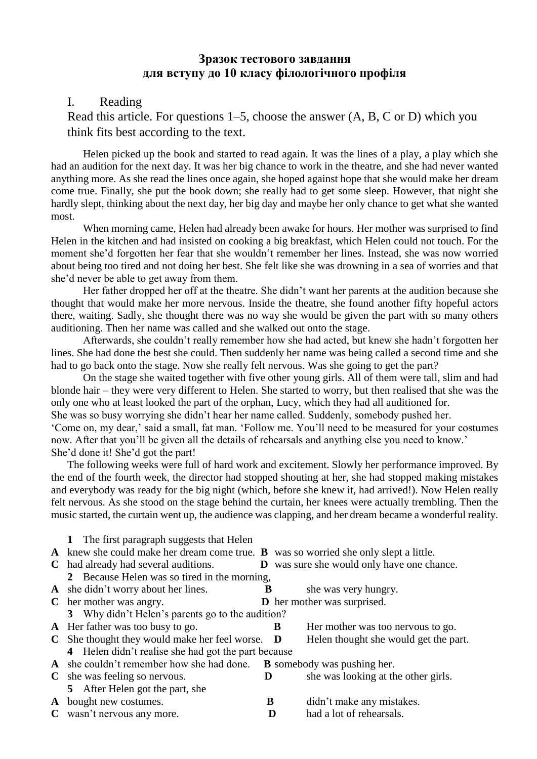**Зразок тестового завдання**
**для вступу до 10 класу філологічного профіля**

I. Reading

Read this article. For questions 1–5, choose the answer (A, B, C or D) which you think fits best according to the text.

Helen picked up the book and started to read again. It was the lines of a play, a play which she had an audition for the next day. It was her big chance to work in the theatre, and she had never wanted anything more. As she read the lines once again, she hoped against hope that she would make her dream come true. Finally, she put the book down; she really had to get some sleep. However, that night she hardly slept, thinking about the next day, her big day and maybe her only chance to get what she wanted most.

When morning came, Helen had already been awake for hours. Her mother was surprised to find Helen in the kitchen and had insisted on cooking a big breakfast, which Helen could not touch. For the moment she'd forgotten her fear that she wouldn't remember her lines. Instead, she was now worried about being too tired and not doing her best. She felt like she was drowning in a sea of worries and that she'd never be able to get away from them.

Her father dropped her off at the theatre. She didn't want her parents at the audition because she thought that would make her more nervous. Inside the theatre, she found another fifty hopeful actors there, waiting. Sadly, she thought there was no way she would be given the part with so many others auditioning. Then her name was called and she walked out onto the stage.

Afterwards, she couldn't really remember how she had acted, but knew she hadn't forgotten her lines. She had done the best she could. Then suddenly her name was being called a second time and she had to go back onto the stage. Now she really felt nervous. Was she going to get the part?

On the stage she waited together with five other young girls. All of them were tall, slim and had blonde hair – they were very different to Helen. She started to worry, but then realised that she was the only one who at least looked the part of the orphan, Lucy, which they had all auditioned for.
She was so busy worrying she didn't hear her name called. Suddenly, somebody pushed her.
'Come on, my dear,' said a small, fat man. 'Follow me. You'll need to be measured for your costumes now. After that you'll be given all the details of rehearsals and anything else you need to know.'
She'd done it! She'd got the part!

The following weeks were full of hard work and excitement. Slowly her performance improved. By the end of the fourth week, the director had stopped shouting at her, she had stopped making mistakes and everybody was ready for the big night (which, before she knew it, had arrived!). Now Helen really felt nervous. As she stood on the stage behind the curtain, her knees were actually trembling. Then the music started, the curtain went up, the audience was clapping, and her dream became a wonderful reality.

**1** The first paragraph suggests that Helen

**A** knew she could make her dream come true. **B** was so worried she only slept a little.
**C** had already had several auditions. **D** was sure she would only have one chance.

**2** Because Helen was so tired in the morning,

**A** she didn't worry about her lines. **B** she was very hungry.
**C** her mother was angry. **D** her mother was surprised.

**3** Why didn't Helen's parents go to the audition?

**A** Her father was too busy to go. **B** Her mother was too nervous to go.
**C** She thought they would make her feel worse. **D** Helen thought she would get the part.

**4** Helen didn't realise she had got the part because

**A** she couldn't remember how she had done. **B** somebody was pushing her.
**C** she was feeling so nervous. **D** she was looking at the other girls.

**5** After Helen got the part, she

**A** bought new costumes. **B** didn't make any mistakes.
**C** wasn't nervous any more. **D** had a lot of rehearsals.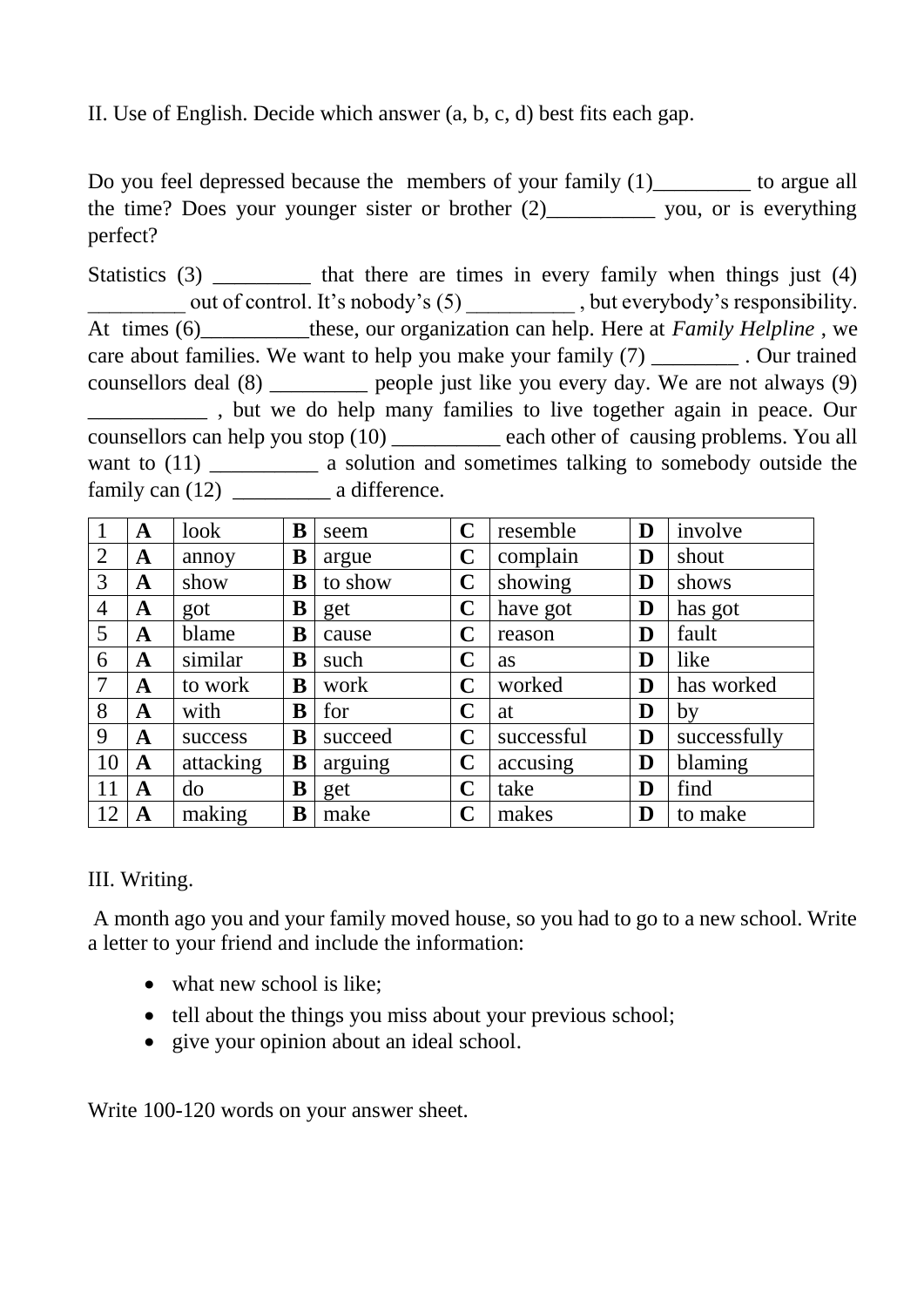II. Use of English. Decide which answer (a, b, c, d) best fits each gap.

Do you feel depressed because the members of your family (1)_________ to argue all the time? Does your younger sister or brother (2)__________ you, or is everything perfect?

Statistics (3) _________ that there are times in every family when things just (4) _________ out of control. It's nobody's (5) __________ , but everybody's responsibility. At times (6)__________these, our organization can help. Here at *Family Helpline* , we care about families. We want to help you make your family (7) ________ . Our trained counsellors deal (8) _________ people just like you every day. We are not always (9) ___________ , but we do help many families to live together again in peace. Our counsellors can help you stop (10) __________ each other of causing problems. You all want to (11) __________ a solution and sometimes talking to somebody outside the family can (12) _________ a difference.

| | | | | | | | | |
|---|---|---|---|---|---|---|---|---|
| 1 | **A** | look | **B** | seem | **C** | resemble | **D** | involve |
| 2 | **A** | annoy | **B** | argue | **C** | complain | **D** | shout |
| 3 | **A** | show | **B** | to show | **C** | showing | **D** | shows |
| 4 | **A** | got | **B** | get | **C** | have got | **D** | has got |
| 5 | **A** | blame | **B** | cause | **C** | reason | **D** | fault |
| 6 | **A** | similar | **B** | such | **C** | as | **D** | like |
| 7 | **A** | to work | **B** | work | **C** | worked | **D** | has worked |
| 8 | **A** | with | **B** | for | **C** | at | **D** | by |
| 9 | **A** | success | **B** | succeed | **C** | successful | **D** | successfully |
| 10 | **A** | attacking | **B** | arguing | **C** | accusing | **D** | blaming |
| 11 | **A** | do | **B** | get | **C** | take | **D** | find |
| 12 | **A** | making | **B** | make | **C** | makes | **D** | to make |

III. Writing.

A month ago you and your family moved house, so you had to go to a new school. Write a letter to your friend and include the information:

- what new school is like;
- tell about the things you miss about your previous school;
- give your opinion about an ideal school.

Write 100-120 words on your answer sheet.